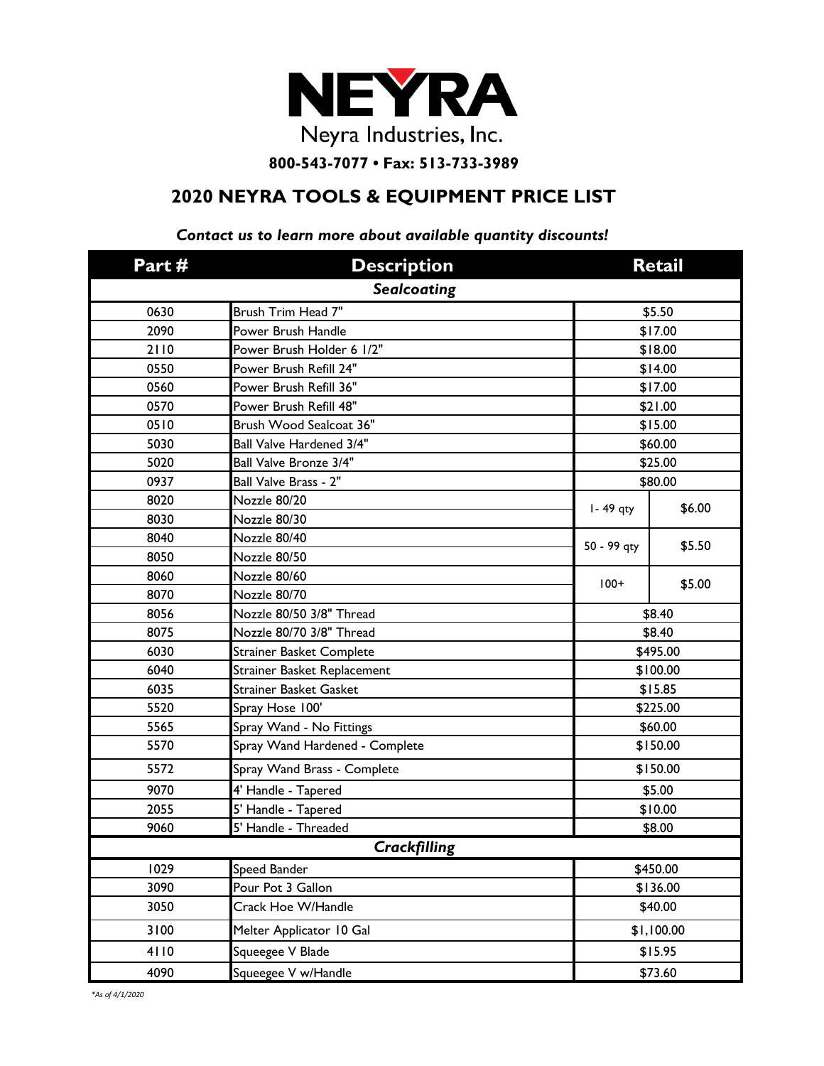# NEYRA

Neyra Industries, Inc.

**800-543-7077 • Fax: 513-733-3989**

## 2020 NEYRA TOOLS & EQUIPMENT PRICE LIST

***Contact us to learn more about available quantity discounts!***

| Part # | Description | Retail | |
|---|---|---|---|
| ***Sealcoating*** | | | |
| 0630 | Brush Trim Head 7" | $5.50 | |
| 2090 | Power Brush Handle | $17.00 | |
| 2110 | Power Brush Holder 6 1/2" | $18.00 | |
| 0550 | Power Brush Refill 24" | $14.00 | |
| 0560 | Power Brush Refill 36" | $17.00 | |
| 0570 | Power Brush Refill 48" | $21.00 | |
| 0510 | Brush Wood Sealcoat 36" | $15.00 | |
| 5030 | Ball Valve Hardened 3/4" | $60.00 | |
| 5020 | Ball Valve Bronze 3/4" | $25.00 | |
| 0937 | Ball Valve Brass - 2" | $80.00 | |
| 8020 | Nozzle 80/20 | 1- 49 qty | $6.00 |
| 8030 | Nozzle 80/30 | | |
| 8040 | Nozzle 80/40 | 50 - 99 qty | $5.50 |
| 8050 | Nozzle 80/50 | | |
| 8060 | Nozzle 80/60 | 100+ | $5.00 |
| 8070 | Nozzle 80/70 | | |
| 8056 | Nozzle 80/50 3/8" Thread | $8.40 | |
| 8075 | Nozzle 80/70 3/8" Thread | $8.40 | |
| 6030 | Strainer Basket Complete | $495.00 | |
| 6040 | Strainer Basket Replacement | $100.00 | |
| 6035 | Strainer Basket Gasket | $15.85 | |
| 5520 | Spray Hose 100' | $225.00 | |
| 5565 | Spray Wand - No Fittings | $60.00 | |
| 5570 | Spray Wand Hardened - Complete | $150.00 | |
| 5572 | Spray Wand Brass - Complete | $150.00 | |
| 9070 | 4' Handle - Tapered | $5.00 | |
| 2055 | 5' Handle - Tapered | $10.00 | |
| 9060 | 5' Handle - Threaded | $8.00 | |
| ***Crackfilling*** | | | |
| 1029 | Speed Bander | $450.00 | |
| 3090 | Pour Pot 3 Gallon | $136.00 | |
| 3050 | Crack Hoe W/Handle | $40.00 | |
| 3100 | Melter Applicator 10 Gal | $1,100.00 | |
| 4110 | Squeegee V Blade | $15.95 | |
| 4090 | Squeegee V w/Handle | $73.60 | |

*\*As of 4/1/2020*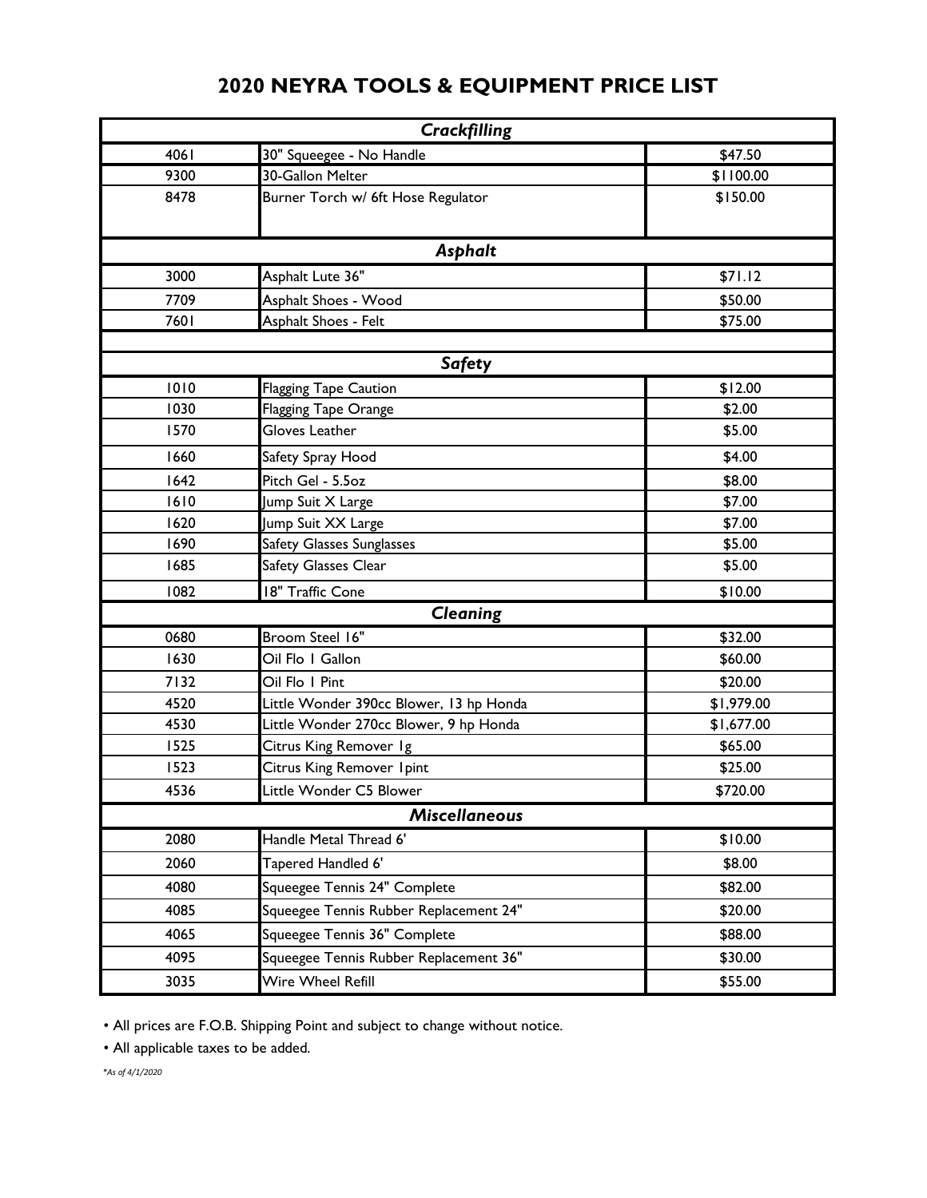# 2020 NEYRA TOOLS & EQUIPMENT PRICE LIST

| | | |
|---|---|---|
| ***Crackfilling*** | | |
| 4061 | 30" Squeegee - No Handle | $47.50 |
| 9300 | 30-Gallon Melter | $1100.00 |
| 8478 | Burner Torch w/ 6ft Hose Regulator | $150.00 |
| ***Asphalt*** | | |
| 3000 | Asphalt Lute 36" | $71.12 |
| 7709 | Asphalt Shoes - Wood | $50.00 |
| 7601 | Asphalt Shoes - Felt | $75.00 |
| ***Safety*** | | |
| 1010 | Flagging Tape Caution | $12.00 |
| 1030 | Flagging Tape Orange | $2.00 |
| 1570 | Gloves Leather | $5.00 |
| 1660 | Safety Spray Hood | $4.00 |
| 1642 | Pitch Gel - 5.5oz | $8.00 |
| 1610 | Jump Suit X Large | $7.00 |
| 1620 | Jump Suit XX Large | $7.00 |
| 1690 | Safety Glasses Sunglasses | $5.00 |
| 1685 | Safety Glasses Clear | $5.00 |
| 1082 | 18" Traffic Cone | $10.00 |
| ***Cleaning*** | | |
| 0680 | Broom Steel 16" | $32.00 |
| 1630 | Oil Flo 1 Gallon | $60.00 |
| 7132 | Oil Flo 1 Pint | $20.00 |
| 4520 | Little Wonder 390cc Blower, 13 hp Honda | $1,979.00 |
| 4530 | Little Wonder 270cc Blower, 9 hp Honda | $1,677.00 |
| 1525 | Citrus King Remover 1g | $65.00 |
| 1523 | Citrus King Remover 1pint | $25.00 |
| 4536 | Little Wonder C5 Blower | $720.00 |
| ***Miscellaneous*** | | |
| 2080 | Handle Metal Thread 6' | $10.00 |
| 2060 | Tapered Handled 6' | $8.00 |
| 4080 | Squeegee Tennis 24" Complete | $82.00 |
| 4085 | Squeegee Tennis Rubber Replacement 24" | $20.00 |
| 4065 | Squeegee Tennis 36" Complete | $88.00 |
| 4095 | Squeegee Tennis Rubber Replacement 36" | $30.00 |
| 3035 | Wire Wheel Refill | $55.00 |

- All prices are F.O.B. Shipping Point and subject to change without notice.
- All applicable taxes to be added.

*\*As of 4/1/2020*